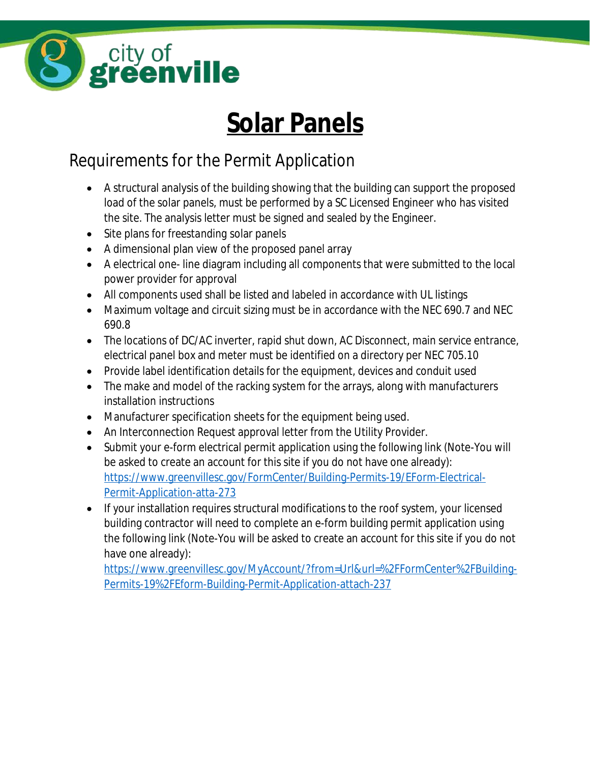# Solar Panels

## Requirements for the Permit Application

- A structural analysis of the building showing that the building can support the proposed load of the solar panels, must be performed by a SC Licensed Engineer who has visited the site. The analysis letter must be signed and sealed by the Engineer.
- Site plans for freestanding solar panels
- A dimensional plan view of the proposed panel array
- A electrical one- line diagram including all components that were submitted to the local power provider for approval
- All components used shall be listed and labeled in accordance with UL listings
- Maximum voltage and circuit sizing must be in accordance with the NEC 690.7 and NEC 690.8
- The locations of DC/AC inverter, rapid shut down, AC Disconnect, main service entrance, electrical panel box and meter must be identified on a directory per NEC 705.10
- Provide label identification details for the equipment, devices and conduit used
- The make and model of the racking system for the arrays, along with manufacturers installation instructions
- Manufacturer specification sheets for the equipment being used.
- An Interconnection Request approval letter from the Utility Provider.
- Submit your e-form electrical permit application using the following link (Note-You will be asked to create an account for this site if you do not have one already): https://www.greenvillesc.gov/FormCenter/Building-Permits-19/EForm-Electrical-Permit-Application-atta-273
- If your installation requires structural modifications to the roof system, your licensed building contractor will need to complete an e-form building permit application using the following link (Note-You will be asked to create an account for this site if you do not have one already): https://www.greenvillesc.gov/MyAccount/?from=Url&url=%2FFormCenter%2FBuilding-Permits-19%2FEform-Building-Permit-Application-attach-237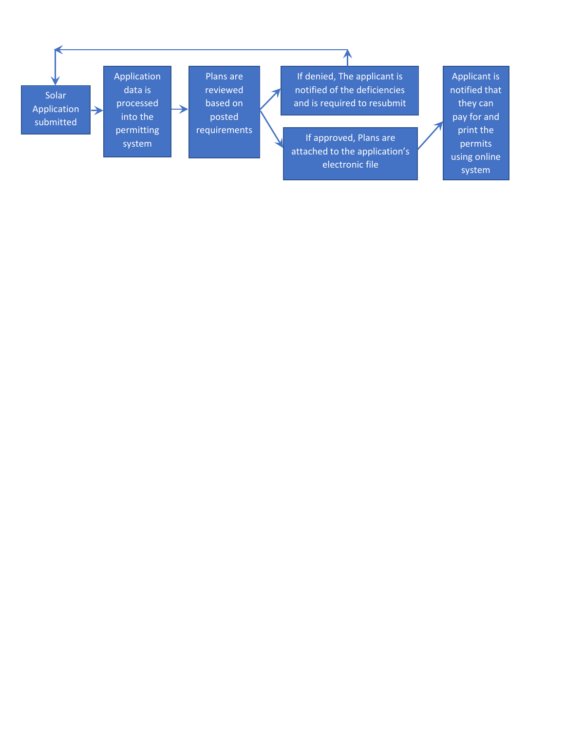Solar Application submitted

Application data is processed into the permitting system

Plans are reviewed based on posted requirements

If denied, The applicant is notified of the deficiencies and is required to resubmit

If approved, Plans are attached to the application's electronic file

Applicant is notified that they can pay for and print the permits using online system